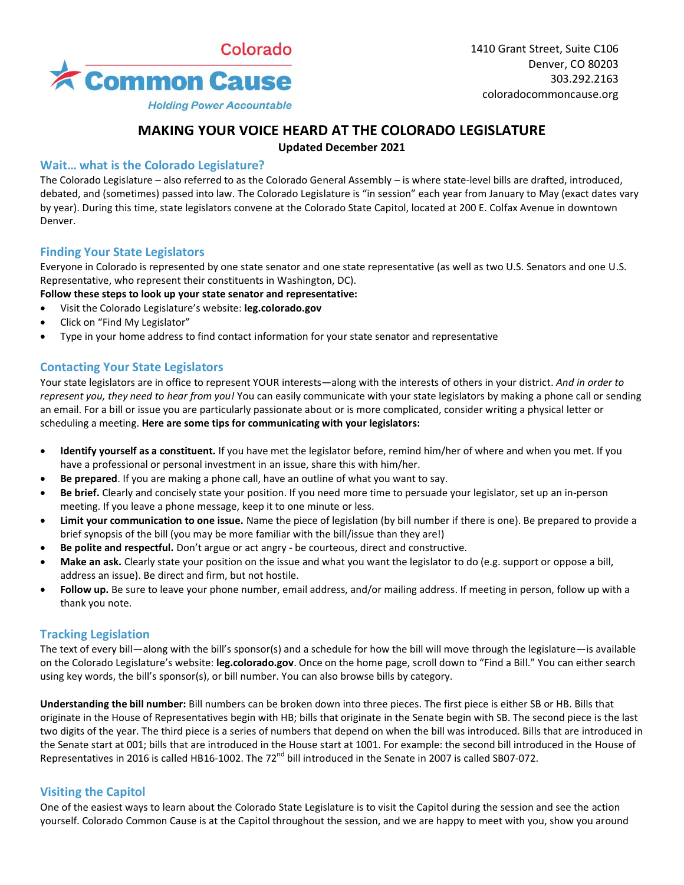Colorado Common Cause

*Holding Power Accountable*

1410 Grant Street, Suite C106
Denver, CO 80203
303.292.2163
coloradocommoncause.org

# MAKING YOUR VOICE HEARD AT THE COLORADO LEGISLATURE

**Updated December 2021**

## Wait… what is the Colorado Legislature?

The Colorado Legislature – also referred to as the Colorado General Assembly – is where state-level bills are drafted, introduced, debated, and (sometimes) passed into law. The Colorado Legislature is "in session" each year from January to May (exact dates vary by year). During this time, state legislators convene at the Colorado State Capitol, located at 200 E. Colfax Avenue in downtown Denver.

## Finding Your State Legislators

Everyone in Colorado is represented by one state senator and one state representative (as well as two U.S. Senators and one U.S. Representative, who represent their constituents in Washington, DC).

**Follow these steps to look up your state senator and representative:**

- Visit the Colorado Legislature's website: **leg.colorado.gov**
- Click on "Find My Legislator"
- Type in your home address to find contact information for your state senator and representative

## Contacting Your State Legislators

Your state legislators are in office to represent YOUR interests—along with the interests of others in your district. *And in order to represent you, they need to hear from you!* You can easily communicate with your state legislators by making a phone call or sending an email. For a bill or issue you are particularly passionate about or is more complicated, consider writing a physical letter or scheduling a meeting. **Here are some tips for communicating with your legislators:**

- **Identify yourself as a constituent.** If you have met the legislator before, remind him/her of where and when you met. If you have a professional or personal investment in an issue, share this with him/her.
- **Be prepared**. If you are making a phone call, have an outline of what you want to say.
- **Be brief.** Clearly and concisely state your position. If you need more time to persuade your legislator, set up an in-person meeting. If you leave a phone message, keep it to one minute or less.
- **Limit your communication to one issue.** Name the piece of legislation (by bill number if there is one). Be prepared to provide a brief synopsis of the bill (you may be more familiar with the bill/issue than they are!)
- **Be polite and respectful.** Don't argue or act angry - be courteous, direct and constructive.
- **Make an ask.** Clearly state your position on the issue and what you want the legislator to do (e.g. support or oppose a bill, address an issue). Be direct and firm, but not hostile.
- **Follow up.** Be sure to leave your phone number, email address, and/or mailing address. If meeting in person, follow up with a thank you note.

## Tracking Legislation

The text of every bill—along with the bill's sponsor(s) and a schedule for how the bill will move through the legislature—is available on the Colorado Legislature's website: **leg.colorado.gov**. Once on the home page, scroll down to "Find a Bill." You can either search using key words, the bill's sponsor(s), or bill number. You can also browse bills by category.

**Understanding the bill number:** Bill numbers can be broken down into three pieces. The first piece is either SB or HB. Bills that originate in the House of Representatives begin with HB; bills that originate in the Senate begin with SB. The second piece is the last two digits of the year. The third piece is a series of numbers that depend on when the bill was introduced. Bills that are introduced in the Senate start at 001; bills that are introduced in the House start at 1001. For example: the second bill introduced in the House of Representatives in 2016 is called HB16-1002. The 72nd bill introduced in the Senate in 2007 is called SB07-072.

## Visiting the Capitol

One of the easiest ways to learn about the Colorado State Legislature is to visit the Capitol during the session and see the action yourself. Colorado Common Cause is at the Capitol throughout the session, and we are happy to meet with you, show you around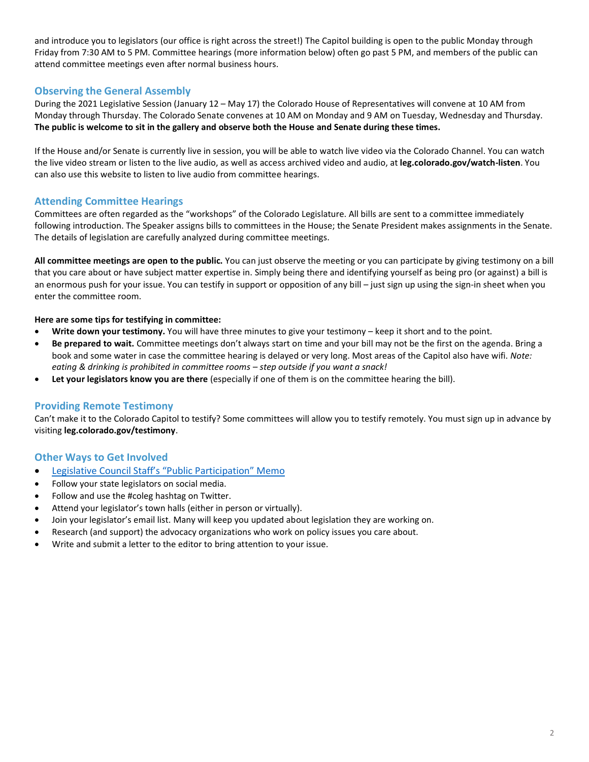and introduce you to legislators (our office is right across the street!) The Capitol building is open to the public Monday through Friday from 7:30 AM to 5 PM. Committee hearings (more information below) often go past 5 PM, and members of the public can attend committee meetings even after normal business hours.

## Observing the General Assembly

During the 2021 Legislative Session (January 12 – May 17) the Colorado House of Representatives will convene at 10 AM from Monday through Thursday. The Colorado Senate convenes at 10 AM on Monday and 9 AM on Tuesday, Wednesday and Thursday. **The public is welcome to sit in the gallery and observe both the House and Senate during these times.**

If the House and/or Senate is currently live in session, you will be able to watch live video via the Colorado Channel. You can watch the live video stream or listen to the live audio, as well as access archived video and audio, at **leg.colorado.gov/watch-listen**. You can also use this website to listen to live audio from committee hearings.

## Attending Committee Hearings

Committees are often regarded as the "workshops" of the Colorado Legislature. All bills are sent to a committee immediately following introduction. The Speaker assigns bills to committees in the House; the Senate President makes assignments in the Senate. The details of legislation are carefully analyzed during committee meetings.

**All committee meetings are open to the public.** You can just observe the meeting or you can participate by giving testimony on a bill that you care about or have subject matter expertise in. Simply being there and identifying yourself as being pro (or against) a bill is an enormous push for your issue. You can testify in support or opposition of any bill – just sign up using the sign-in sheet when you enter the committee room.

**Here are some tips for testifying in committee:**

- **Write down your testimony.** You will have three minutes to give your testimony – keep it short and to the point.
- **Be prepared to wait.** Committee meetings don't always start on time and your bill may not be the first on the agenda. Bring a book and some water in case the committee hearing is delayed or very long. Most areas of the Capitol also have wifi. *Note: eating & drinking is prohibited in committee rooms – step outside if you want a snack!*
- **Let your legislators know you are there** (especially if one of them is on the committee hearing the bill).

## Providing Remote Testimony

Can't make it to the Colorado Capitol to testify? Some committees will allow you to testify remotely. You must sign up in advance by visiting **leg.colorado.gov/testimony**.

## Other Ways to Get Involved

- Legislative Council Staff's "Public Participation" Memo
- Follow your state legislators on social media.
- Follow and use the #coleg hashtag on Twitter.
- Attend your legislator's town halls (either in person or virtually).
- Join your legislator's email list. Many will keep you updated about legislation they are working on.
- Research (and support) the advocacy organizations who work on policy issues you care about.
- Write and submit a letter to the editor to bring attention to your issue.